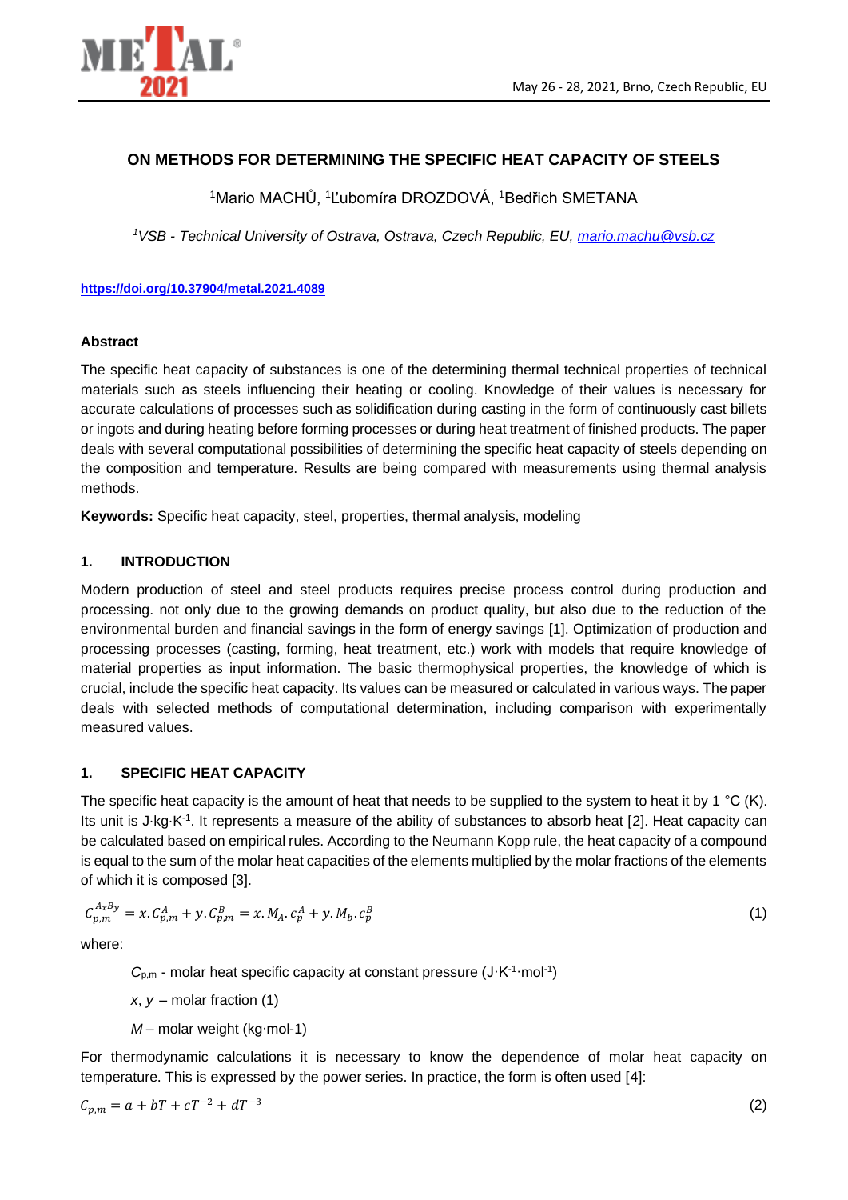# ON METHODS FOR DETERMINING THE SPECIFIC HEAT CAPACITY OF STEELS

[1]Mario MACHŮ, [1]Ľubomíra DROZDOVÁ, [1]Bedřich SMETANA

[1]*VSB - Technical University of Ostrava, Ostrava, Czech Republic, EU, mario.machu@vsb.cz*

**https://doi.org/10.37904/metal.2021.4089**

### Abstract

The specific heat capacity of substances is one of the determining thermal technical properties of technical materials such as steels influencing their heating or cooling. Knowledge of their values is necessary for accurate calculations of processes such as solidification during casting in the form of continuously cast billets or ingots and during heating before forming processes or during heat treatment of finished products. The paper deals with several computational possibilities of determining the specific heat capacity of steels depending on the composition and temperature. Results are being compared with measurements using thermal analysis methods.

**Keywords:** Specific heat capacity, steel, properties, thermal analysis, modeling

## 1. INTRODUCTION

Modern production of steel and steel products requires precise process control during production and processing. not only due to the growing demands on product quality, but also due to the reduction of the environmental burden and financial savings in the form of energy savings [1]. Optimization of production and processing processes (casting, forming, heat treatment, etc.) work with models that require knowledge of material properties as input information. The basic thermophysical properties, the knowledge of which is crucial, include the specific heat capacity. Its values can be measured or calculated in various ways. The paper deals with selected methods of computational determination, including comparison with experimentally measured values.

## 1. SPECIFIC HEAT CAPACITY

The specific heat capacity is the amount of heat that needs to be supplied to the system to heat it by 1 °C (K). Its unit is $J \cdot kg \cdot K^{-1}$. It represents a measure of the ability of substances to absorb heat [2]. Heat capacity can be calculated based on empirical rules. According to the Neumann Kopp rule, the heat capacity of a compound is equal to the sum of the molar heat capacities of the elements multiplied by the molar fractions of the elements of which it is composed [3].

$$C_{p,m}^{A_xB_y} = x.C_{p,m}^{A} + y.C_{p,m}^{B} = x.M_A.c_p^A + y.M_b.c_p^B \tag{1}$$

where:

$C_{p,m}$ - molar heat specific capacity at constant pressure ($J \cdot K^{-1} \cdot mol^{-1}$)

$x$, $y$ – molar fraction (1)

$M$ – molar weight (kg·mol-1)

For thermodynamic calculations it is necessary to know the dependence of molar heat capacity on temperature. This is expressed by the power series. In practice, the form is often used [4]:

$$C_{p,m} = a + bT + cT^{-2} + dT^{-3} \tag{2}$$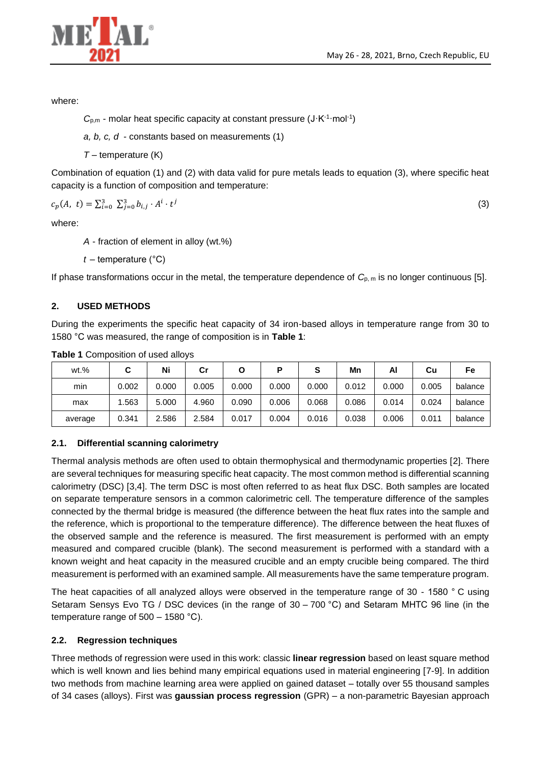where:

$C_{p,m}$ - molar heat specific capacity at constant pressure ($J \cdot K^{-1} \cdot mol^{-1}$)

*a, b, c, d* - constants based on measurements (1)

$T$ – temperature (K)

Combination of equation (1) and (2) with data valid for pure metals leads to equation (3), where specific heat capacity is a function of composition and temperature:

$$c_p(A,\ t) = \sum_{i=0}^{3} \sum_{j=0}^{3} b_{i,j} \cdot A^i \cdot t^j \tag{3}$$

where:

$A$ - fraction of element in alloy (wt.%)

$t$ – temperature (°C)

If phase transformations occur in the metal, the temperature dependence of $C_{p,m}$ is no longer continuous [5].

## 2. USED METHODS

During the experiments the specific heat capacity of 34 iron-based alloys in temperature range from 30 to 1580 °C was measured, the range of composition is in **Table 1**:

**Table 1** Composition of used alloys

| wt.% | C | Ni | Cr | O | P | S | Mn | Al | Cu | Fe |
|---|---|---|---|---|---|---|---|---|---|---|
| min | 0.002 | 0.000 | 0.005 | 0.000 | 0.000 | 0.000 | 0.012 | 0.000 | 0.005 | balance |
| max | 1.563 | 5.000 | 4.960 | 0.090 | 0.006 | 0.068 | 0.086 | 0.014 | 0.024 | balance |
| average | 0.341 | 2.586 | 2.584 | 0.017 | 0.004 | 0.016 | 0.038 | 0.006 | 0.011 | balance |

### 2.1. Differential scanning calorimetry

Thermal analysis methods are often used to obtain thermophysical and thermodynamic properties [2]. There are several techniques for measuring specific heat capacity. The most common method is differential scanning calorimetry (DSC) [3,4]. The term DSC is most often referred to as heat flux DSC. Both samples are located on separate temperature sensors in a common calorimetric cell. The temperature difference of the samples connected by the thermal bridge is measured (the difference between the heat flux rates into the sample and the reference, which is proportional to the temperature difference). The difference between the heat fluxes of the observed sample and the reference is measured. The first measurement is performed with an empty measured and compared crucible (blank). The second measurement is performed with a standard with a known weight and heat capacity in the measured crucible and an empty crucible being compared. The third measurement is performed with an examined sample. All measurements have the same temperature program.

The heat capacities of all analyzed alloys were observed in the temperature range of 30 - 1580 ° C using Setaram Sensys Evo TG / DSC devices (in the range of 30 – 700 °C) and Setaram MHTC 96 line (in the temperature range of 500 – 1580 °C).

### 2.2. Regression techniques

Three methods of regression were used in this work: classic **linear regression** based on least square method which is well known and lies behind many empirical equations used in material engineering [7-9]. In addition two methods from machine learning area were applied on gained dataset – totally over 55 thousand samples of 34 cases (alloys). First was **gaussian process regression** (GPR) – a non-parametric Bayesian approach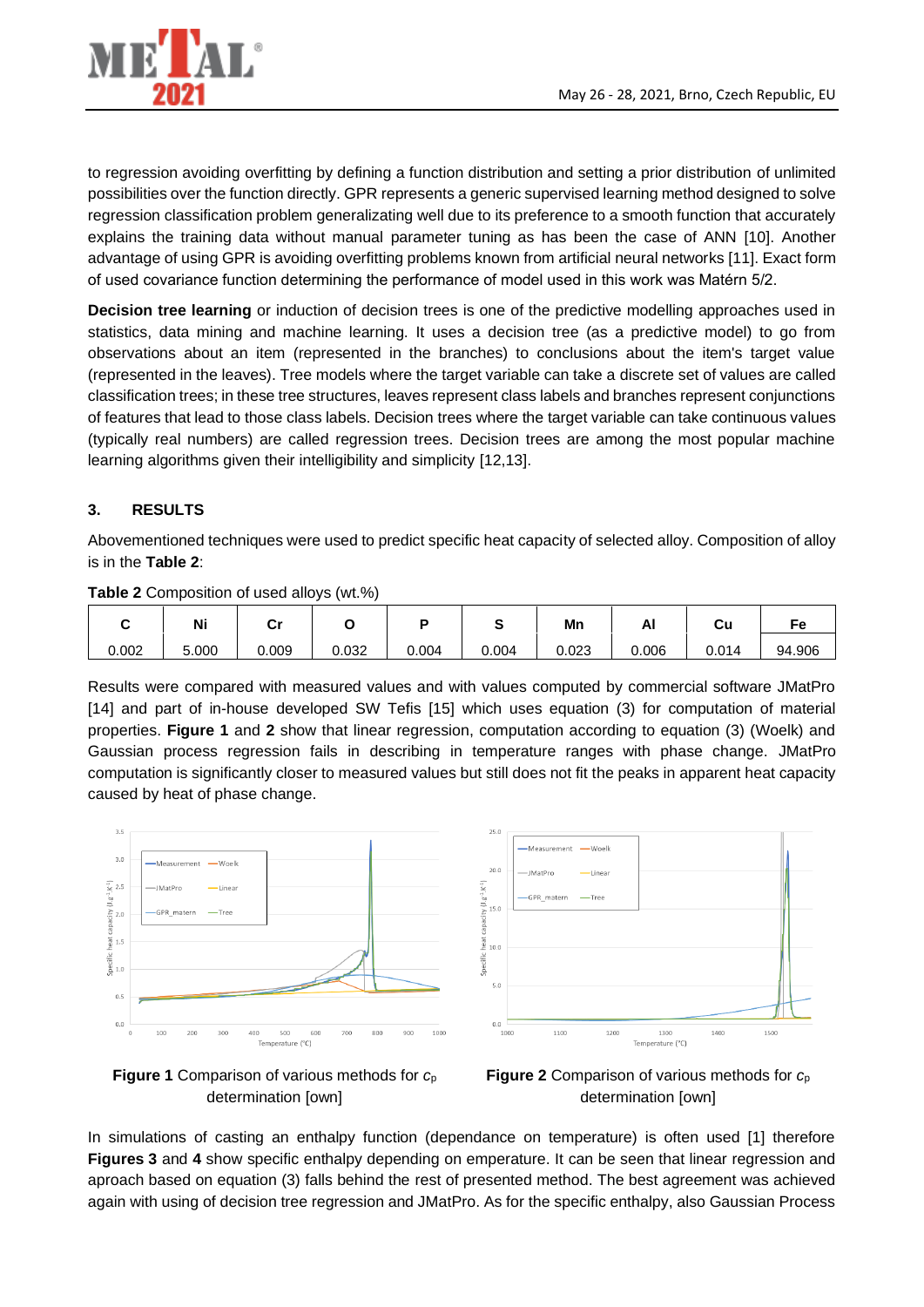to regression avoiding overfitting by defining a function distribution and setting a prior distribution of unlimited possibilities over the function directly. GPR represents a generic supervised learning method designed to solve regression classification problem generalizing well due to its preference to a smooth function that accurately explains the training data without manual parameter tuning as has been the case of ANN [10]. Another advantage of using GPR is avoiding overfitting problems known from artificial neural networks [11]. Exact form of used covariance function determining the performance of model used in this work was Matérn 5/2.

**Decision tree learning** or induction of decision trees is one of the predictive modelling approaches used in statistics, data mining and machine learning. It uses a decision tree (as a predictive model) to go from observations about an item (represented in the branches) to conclusions about the item's target value (represented in the leaves). Tree models where the target variable can take a discrete set of values are called classification trees; in these tree structures, leaves represent class labels and branches represent conjunctions of features that lead to those class labels. Decision trees where the target variable can take continuous values (typically real numbers) are called regression trees. Decision trees are among the most popular machine learning algorithms given their intelligibility and simplicity [12,13].

## 3. RESULTS

Abovementioned techniques were used to predict specific heat capacity of selected alloy. Composition of alloy is in the **Table 2**:

**Table 2** Composition of used alloys (wt.%)

| C | Ni | Cr | O | P | S | Mn | Al | Cu | Fe |
|---|---|---|---|---|---|---|---|---|---|
| 0.002 | 5.000 | 0.009 | 0.032 | 0.004 | 0.004 | 0.023 | 0.006 | 0.014 | 94.906 |

Results were compared with measured values and with values computed by commercial software JMatPro [14] and part of in-house developed SW Tefis [15] which uses equation (3) for computation of material properties. **Figure 1** and **2** show that linear regression, computation according to equation (3) (Woelk) and Gaussian process regression fails in describing in temperature ranges with phase change. JMatPro computation is significantly closer to measured values but still does not fit the peaks in apparent heat capacity caused by heat of phase change.

**Figure 1** Comparison of various methods for $c_p$ determination [own]

**Figure 2** Comparison of various methods for $c_p$ determination [own]

In simulations of casting an enthalpy function (dependance on temperature) is often used [1] therefore **Figures 3** and **4** show specific enthalpy depending on emperature. It can be seen that linear regression and aproach based on equation (3) falls behind the rest of presented method. The best agreement was achieved again with using of decision tree regression and JMatPro. As for the specific enthalpy, also Gaussian Process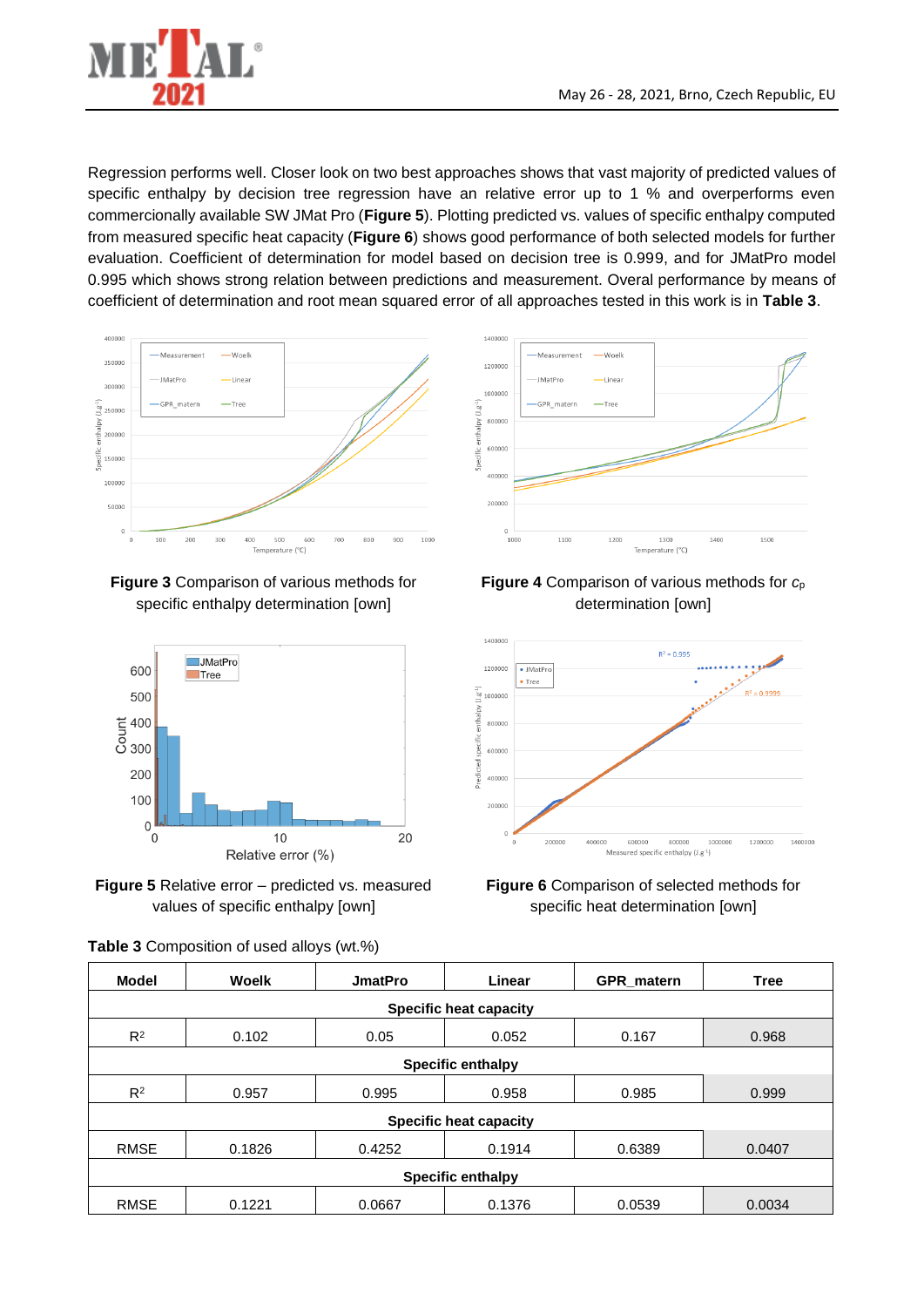Regression performs well. Closer look on two best approaches shows that vast majority of predicted values of specific enthalpy by decision tree regression have an relative error up to 1 % and overperforms even commercionally available SW JMat Pro (**Figure 5**). Plotting predicted vs. values of specific enthalpy computed from measured specific heat capacity (**Figure 6**) shows good performance of both selected models for further evaluation. Coefficient of determination for model based on decision tree is 0.999, and for JMatPro model 0.995 which shows strong relation between predictions and measurement. Overal performance by means of coefficient of determination and root mean squared error of all approaches tested in this work is in **Table 3**.

**Figure 3** Comparison of various methods for specific enthalpy determination [own]

**Figure 4** Comparison of various methods for $c_p$ determination [own]

**Figure 5** Relative error – predicted vs. measured values of specific enthalpy [own]

**Figure 6** Comparison of selected methods for specific heat determination [own]

**Table 3** Composition of used alloys (wt.%)

| Model | Woelk | JmatPro | Linear | GPR_matern | Tree |
|---|---|---|---|---|---|
| **Specific heat capacity** | | | | | |
| $R^2$ | 0.102 | 0.05 | 0.052 | 0.167 | 0.968 |
| **Specific enthalpy** | | | | | |
| $R^2$ | 0.957 | 0.995 | 0.958 | 0.985 | 0.999 |
| **Specific heat capacity** | | | | | |
| RMSE | 0.1826 | 0.4252 | 0.1914 | 0.6389 | 0.0407 |
| **Specific enthalpy** | | | | | |
| RMSE | 0.1221 | 0.0667 | 0.1376 | 0.0539 | 0.0034 |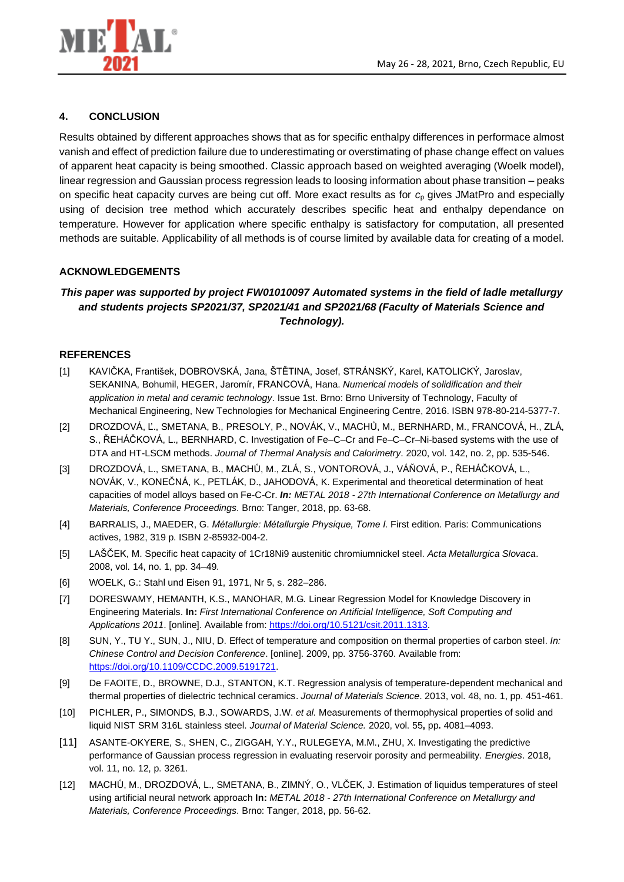## 4. CONCLUSION

Results obtained by different approaches shows that as for specific enthalpy differences in performace almost vanish and effect of prediction failure due to underestimating or overstimating of phase change effect on values of apparent heat capacity is being smoothed. Classic approach based on weighted averaging (Woelk model), linear regression and Gaussian process regression leads to loosing information about phase transition – peaks on specific heat capacity curves are being cut off. More exact results as for $c_p$ gives JMatPro and especially using of decision tree method which accurately describes specific heat and enthalpy dependance on temperature. However for application where specific enthalpy is satisfactory for computation, all presented methods are suitable. Applicability of all methods is of course limited by available data for creating of a model.

## ACKNOWLEDGEMENTS

***This paper was supported by project FW01010097 Automated systems in the field of ladle metallurgy and students projects SP2021/37, SP2021/41 and SP2021/68 (Faculty of Materials Science and Technology).***

## REFERENCES

[1] KAVIČKA, František, DOBROVSKÁ, Jana, ŠTĚTINA, Josef, STRÁNSKÝ, Karel, KATOLICKÝ, Jaroslav, SEKANINA, Bohumil, HEGER, Jaromír, FRANCOVÁ, Hana. *Numerical models of solidification and their application in metal and ceramic technology*. Issue 1st. Brno: Brno University of Technology, Faculty of Mechanical Engineering, New Technologies for Mechanical Engineering Centre, 2016. ISBN 978-80-214-5377-7.

[2] DROZDOVÁ, Ľ., SMETANA, B., PRESOLY, P., NOVÁK, V., MACHŮ, M., BERNHARD, M., FRANCOVÁ, H., ZLÁ, S., ŘEHÁČKOVÁ, L., BERNHARD, C. Investigation of Fe–C–Cr and Fe–C–Cr–Ni-based systems with the use of DTA and HT-LSCM methods. *Journal of Thermal Analysis and Calorimetry*. 2020, vol. 142, no. 2, pp. 535-546.

[3] DROZDOVÁ, L., SMETANA, B., MACHŮ, M., ZLÁ, S., VONTOROVÁ, J., VÁŇOVÁ, P., ŘEHÁČKOVÁ, L., NOVÁK, V., KONEČNÁ, K., PETLÁK, D., JAHODOVÁ, K. Experimental and theoretical determination of heat capacities of model alloys based on Fe-C-Cr. ***In:*** *METAL 2018 - 27th International Conference on Metallurgy and Materials, Conference Proceedings*. Brno: Tanger, 2018, pp. 63-68.

[4] BARRALIS, J., MAEDER, G. *Métallurgie: Métallurgie Physique, Tome I.* First edition. Paris: Communications actives, 1982, 319 p. ISBN 2-85932-004-2.

[5] LAŠČEK, M. Specific heat capacity of 1Cr18Ni9 austenitic chromiumnickel steel. *Acta Metallurgica Slovaca*. 2008, vol. 14, no. 1, pp. 34–49.

[6] WOELK, G.: Stahl und Eisen 91, 1971, Nr 5, s. 282–286.

[7] DORESWAMY, HEMANTH, K.S., MANOHAR, M.G. Linear Regression Model for Knowledge Discovery in Engineering Materials. **In:** *First International Conference on Artificial Intelligence, Soft Computing and Applications 2011*. [online]. Available from: https://doi.org/10.5121/csit.2011.1313.

[8] SUN, Y., TU Y., SUN, J., NIU, D. Effect of temperature and composition on thermal properties of carbon steel. *In: Chinese Control and Decision Conference*. [online]. 2009, pp. 3756-3760. Available from: https://doi.org/10.1109/CCDC.2009.5191721.

[9] De FAOITE, D., BROWNE, D.J., STANTON, K.T. Regression analysis of temperature-dependent mechanical and thermal properties of dielectric technical ceramics. *Journal of Materials Science*. 2013, vol. 48, no. 1, pp. 451-461.

[10] PICHLER, P., SIMONDS, B.J., SOWARDS, J.W. *et al.* Measurements of thermophysical properties of solid and liquid NIST SRM 316L stainless steel. *Journal of Material Science.* 2020, vol. 55**,** pp**.** 4081–4093.

[11] ASANTE-OKYERE, S., SHEN, C., ZIGGAH, Y.Y., RULEGEYA, M.M., ZHU, X. Investigating the predictive performance of Gaussian process regression in evaluating reservoir porosity and permeability. *Energies*. 2018, vol. 11, no. 12, p. 3261.

[12] MACHŮ, M., DROZDOVÁ, L., SMETANA, B., ZIMNÝ, O., VLČEK, J. Estimation of liquidus temperatures of steel using artificial neural network approach **In:** *METAL 2018 - 27th International Conference on Metallurgy and Materials, Conference Proceedings*. Brno: Tanger, 2018, pp. 56-62.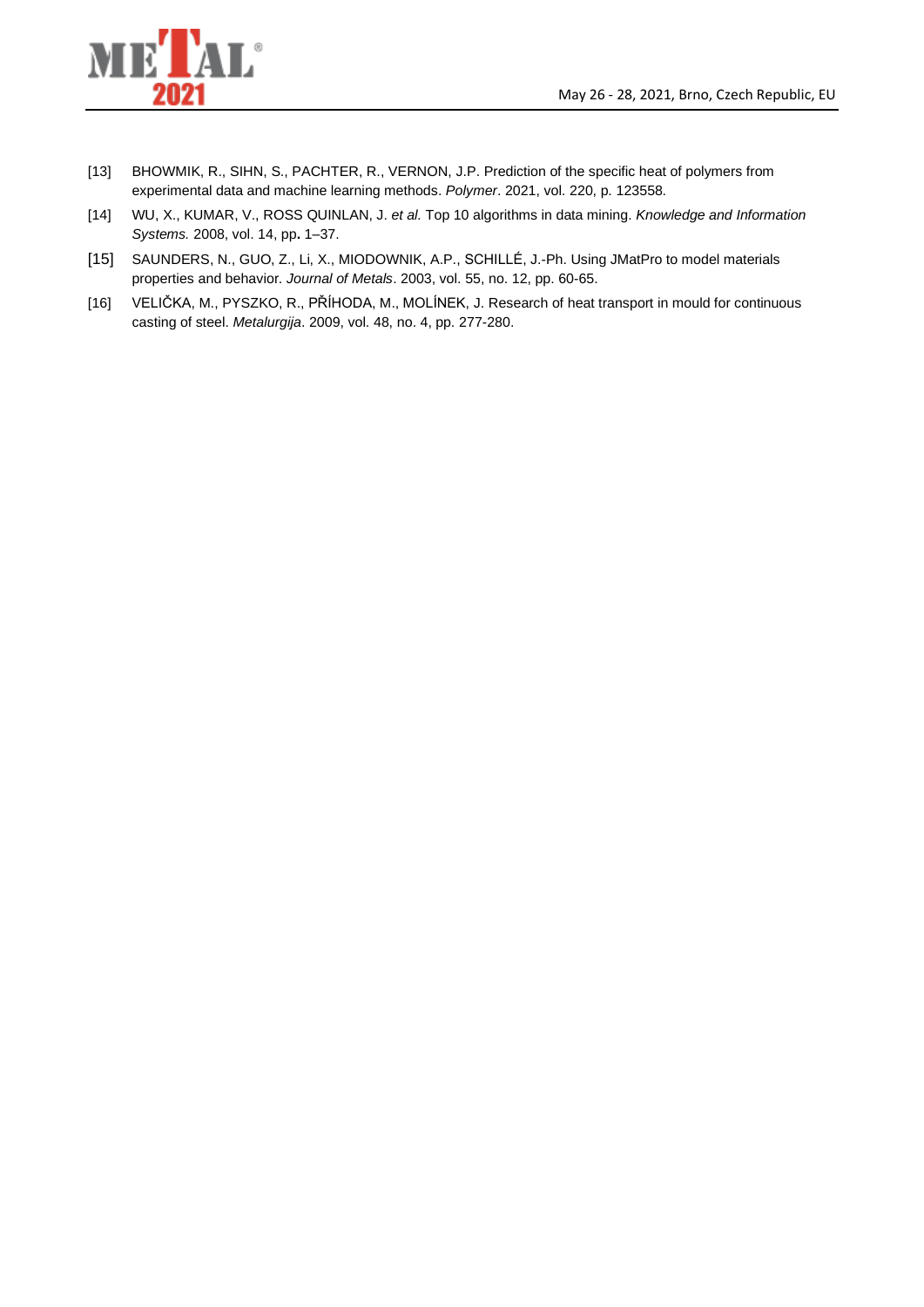[13] BHOWMIK, R., SIHN, S., PACHTER, R., VERNON, J.P. Prediction of the specific heat of polymers from experimental data and machine learning methods. *Polymer*. 2021, vol. 220, p. 123558.

[14] WU, X., KUMAR, V., ROSS QUINLAN, J. *et al.* Top 10 algorithms in data mining. *Knowledge and Information Systems.* 2008, vol. 14, pp**.** 1–37.

[15] SAUNDERS, N., GUO, Z., Li, X., MIODOWNIK, A.P., SCHILLÉ, J.-Ph. Using JMatPro to model materials properties and behavior. *Journal of Metals*. 2003, vol. 55, no. 12, pp. 60-65.

[16] VELIČKA, M., PYSZKO, R., PŘÍHODA, M., MOLÍNEK, J. Research of heat transport in mould for continuous casting of steel. *Metalurgija*. 2009, vol. 48, no. 4, pp. 277-280.